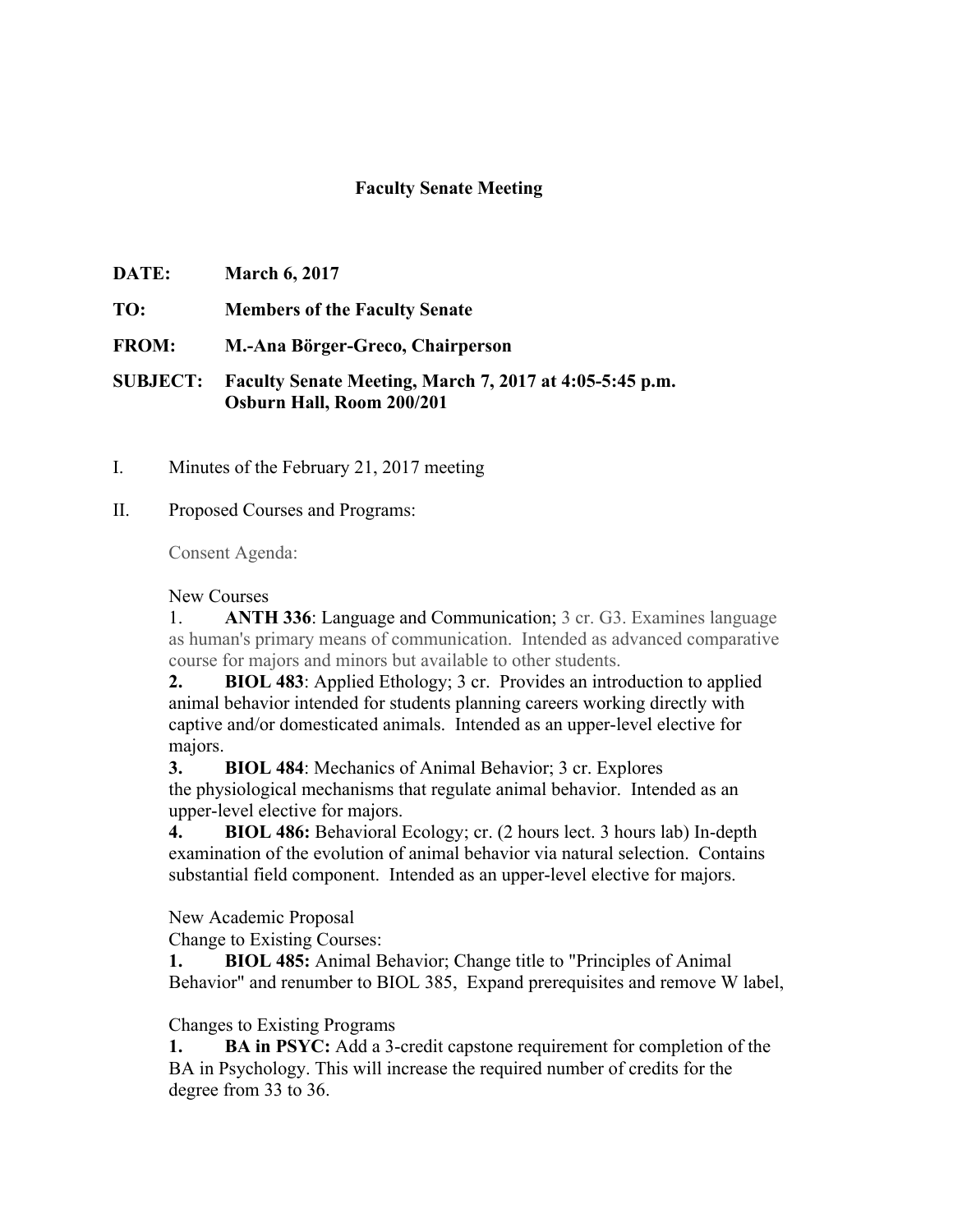# Faculty Senate Meeting

**DATE:** **March 6, 2017**

**TO:** **Members of the Faculty Senate**

**FROM:** **M.-Ana Börger-Greco, Chairperson**

**SUBJECT:** **Faculty Senate Meeting, March 7, 2017 at 4:05-5:45 p.m.**
**Osburn Hall, Room 200/201**

I. Minutes of the February 21, 2017 meeting

II. Proposed Courses and Programs:

Consent Agenda:

New Courses

1. **ANTH 336**: Language and Communication; 3 cr. G3. Examines language as human's primary means of communication. Intended as advanced comparative course for majors and minors but available to other students.
2. **BIOL 483**: Applied Ethology; 3 cr. Provides an introduction to applied animal behavior intended for students planning careers working directly with captive and/or domesticated animals. Intended as an upper-level elective for majors.
3. **BIOL 484**: Mechanics of Animal Behavior; 3 cr. Explores the physiological mechanisms that regulate animal behavior. Intended as an upper-level elective for majors.
4. **BIOL 486:** Behavioral Ecology; cr. (2 hours lect. 3 hours lab) In-depth examination of the evolution of animal behavior via natural selection. Contains substantial field component. Intended as an upper-level elective for majors.

New Academic Proposal

Change to Existing Courses:

1. **BIOL 485:** Animal Behavior; Change title to "Principles of Animal Behavior" and renumber to BIOL 385, Expand prerequisites and remove W label,

Changes to Existing Programs

1. **BA in PSYC:** Add a 3-credit capstone requirement for completion of the BA in Psychology. This will increase the required number of credits for the degree from 33 to 36.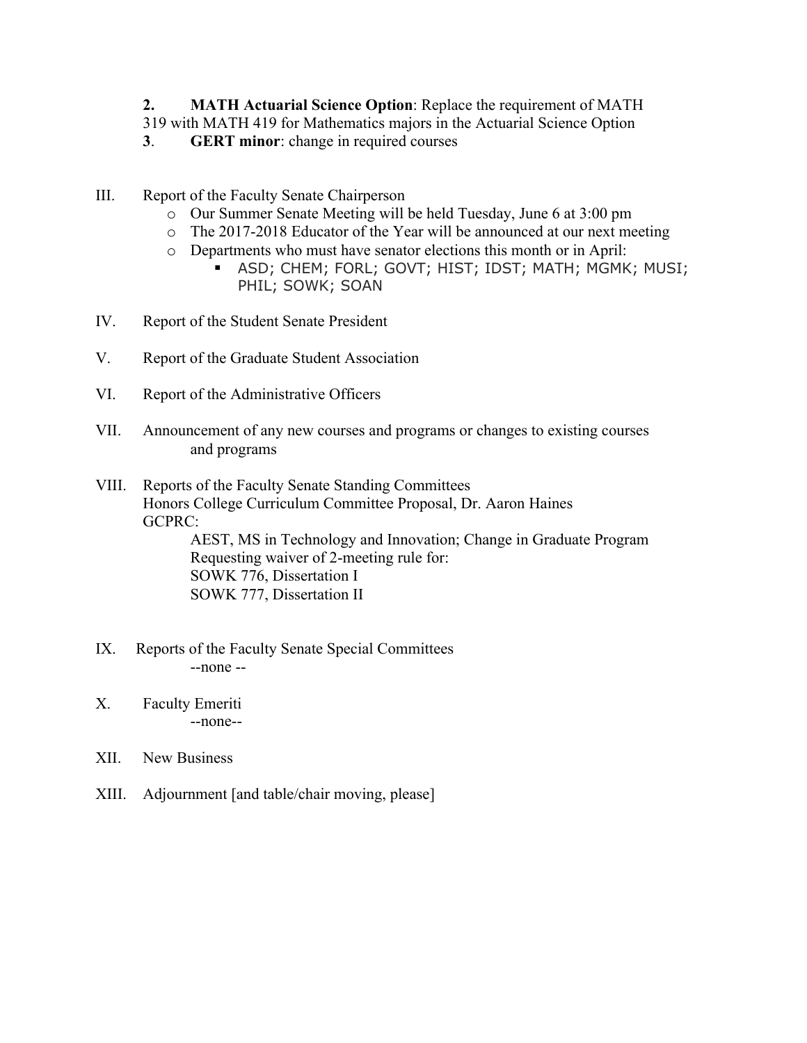**2.** **MATH Actuarial Science Option**: Replace the requirement of MATH 319 with MATH 419 for Mathematics majors in the Actuarial Science Option

**3**. **GERT minor**: change in required courses

III. Report of the Faculty Senate Chairperson

- Our Summer Senate Meeting will be held Tuesday, June 6 at 3:00 pm
- The 2017-2018 Educator of the Year will be announced at our next meeting
- Departments who must have senator elections this month or in April:
  - ASD; CHEM; FORL; GOVT; HIST; IDST; MATH; MGMK; MUSI; PHIL; SOWK; SOAN

IV. Report of the Student Senate President

V. Report of the Graduate Student Association

VI. Report of the Administrative Officers

VII. Announcement of any new courses and programs or changes to existing courses and programs

VIII. Reports of the Faculty Senate Standing Committees

Honors College Curriculum Committee Proposal, Dr. Aaron Haines

GCPRC:

AEST, MS in Technology and Innovation; Change in Graduate Program

Requesting waiver of 2-meeting rule for:

SOWK 776, Dissertation I

SOWK 777, Dissertation II

IX. Reports of the Faculty Senate Special Committees

--none --

X. Faculty Emeriti

--none--

XII. New Business

XIII. Adjournment [and table/chair moving, please]